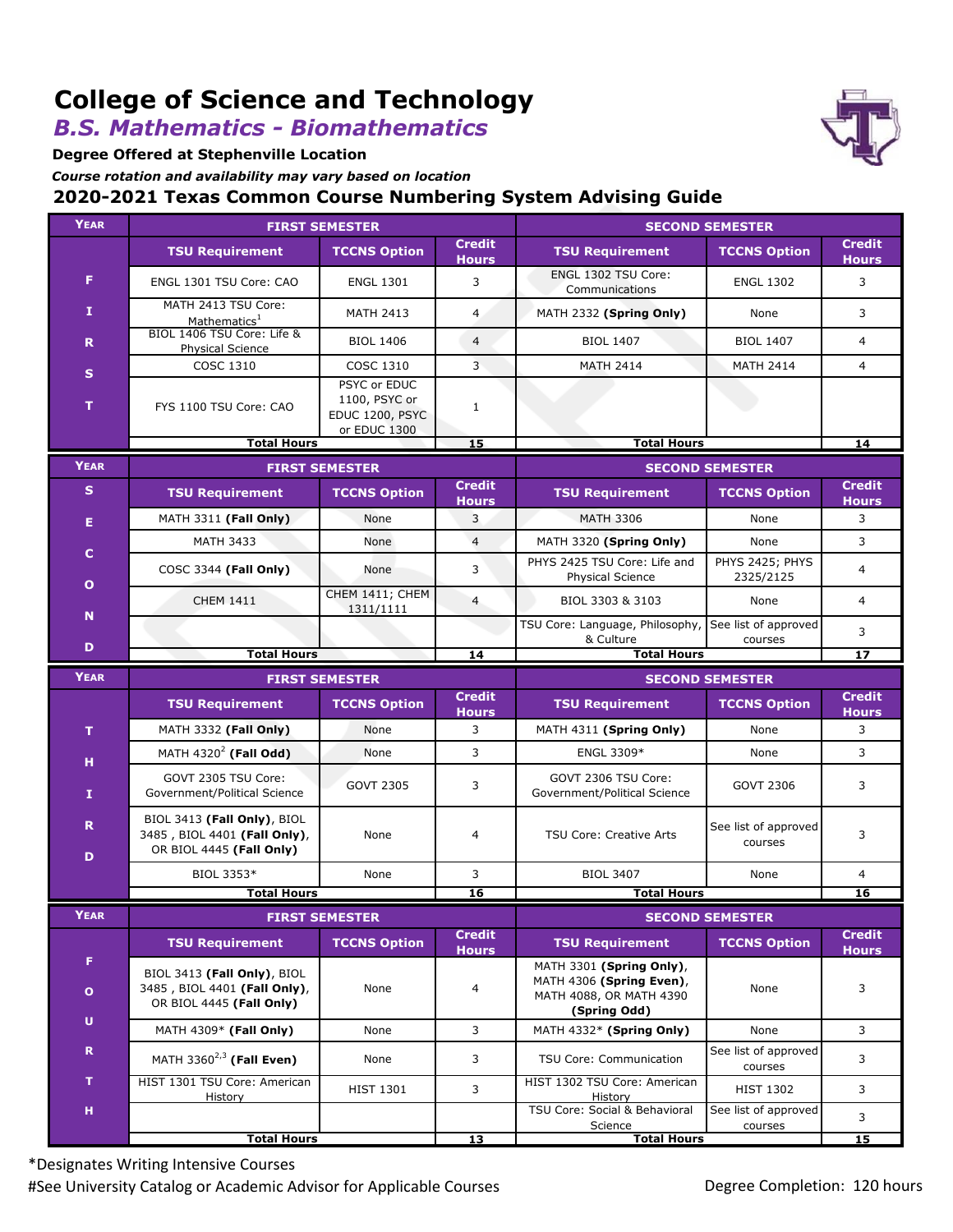# College of Science and Technology

## *B.S. Mathematics - Biomathematics*

**Degree Offered at Stephenville Location**

*Course rotation and availability may vary based on location*

### 2020-2021 Texas Common Course Numbering System Advising Guide

| Year | FIRST SEMESTER | | | SECOND SEMESTER | | |
|---|---|---|---|---|---|---|
| | **TSU Requirement** | **TCCNS Option** | **Credit Hours** | **TSU Requirement** | **TCCNS Option** | **Credit Hours** |
| FIRST | ENGL 1301 TSU Core: CAO | ENGL 1301 | 3 | ENGL 1302 TSU Core: Communications | ENGL 1302 | 3 |
| | MATH 2413 TSU Core: Mathematics[1] | MATH 2413 | 4 | MATH 2332 **(Spring Only)** | None | 3 |
| | BIOL 1406 TSU Core: Life & Physical Science | BIOL 1406 | 4 | BIOL 1407 | BIOL 1407 | 4 |
| | COSC 1310 | COSC 1310 | 3 | MATH 2414 | MATH 2414 | 4 |
| | FYS 1100 TSU Core: CAO | PSYC or EDUC 1100, PSYC or EDUC 1200, PSYC or EDUC 1300 | 1 | | | |
| | **Total Hours** | | **15** | **Total Hours** | | **14** |

| Year | FIRST SEMESTER | | | SECOND SEMESTER | | |
|---|---|---|---|---|---|---|
| | **TSU Requirement** | **TCCNS Option** | **Credit Hours** | **TSU Requirement** | **TCCNS Option** | **Credit Hours** |
| SECOND | MATH 3311 **(Fall Only)** | None | 3 | MATH 3306 | None | 3 |
| | MATH 3433 | None | 4 | MATH 3320 **(Spring Only)** | None | 3 |
| | COSC 3344 **(Fall Only)** | None | 3 | PHYS 2425 TSU Core: Life and Physical Science | PHYS 2425; PHYS 2325/2125 | 4 |
| | CHEM 1411 | CHEM 1411; CHEM 1311/1111 | 4 | BIOL 3303 & 3103 | None | 4 |
| | | | | TSU Core: Language, Philosophy, & Culture | See list of approved courses | 3 |
| | **Total Hours** | | **14** | **Total Hours** | | **17** |

| Year | FIRST SEMESTER | | | SECOND SEMESTER | | |
|---|---|---|---|---|---|---|
| | **TSU Requirement** | **TCCNS Option** | **Credit Hours** | **TSU Requirement** | **TCCNS Option** | **Credit Hours** |
| THIRD | MATH 3332 **(Fall Only)** | None | 3 | MATH 4311 **(Spring Only)** | None | 3 |
| | MATH 4320[2] **(Fall Odd)** | None | 3 | ENGL 3309* | None | 3 |
| | GOVT 2305 TSU Core: Government/Political Science | GOVT 2305 | 3 | GOVT 2306 TSU Core: Government/Political Science | GOVT 2306 | 3 |
| | BIOL 3413 **(Fall Only)**, BIOL 3485 , BIOL 4401 **(Fall Only)**, OR BIOL 4445 **(Fall Only)** | None | 4 | TSU Core: Creative Arts | See list of approved courses | 3 |
| | BIOL 3353* | None | 3 | BIOL 3407 | None | 4 |
| | **Total Hours** | | **16** | **Total Hours** | | **16** |

| Year | FIRST SEMESTER | | | SECOND SEMESTER | | |
|---|---|---|---|---|---|---|
| | **TSU Requirement** | **TCCNS Option** | **Credit Hours** | **TSU Requirement** | **TCCNS Option** | **Credit Hours** |
| FOURTH | BIOL 3413 **(Fall Only)**, BIOL 3485 , BIOL 4401 **(Fall Only)**, OR BIOL 4445 **(Fall Only)** | None | 4 | MATH 3301 **(Spring Only)**, MATH 4306 **(Spring Even)**, MATH 4088, OR MATH 4390 **(Spring Odd)** | None | 3 |
| | MATH 4309* **(Fall Only)** | None | 3 | MATH 4332* **(Spring Only)** | None | 3 |
| | MATH 3360[2,3] **(Fall Even)** | None | 3 | TSU Core: Communication | See list of approved courses | 3 |
| | HIST 1301 TSU Core: American History | HIST 1301 | 3 | HIST 1302 TSU Core: American History | HIST 1302 | 3 |
| | | | | TSU Core: Social & Behavioral Science | See list of approved courses | 3 |
| | **Total Hours** | | **13** | **Total Hours** | | **15** |

*Designates Writing Intensive Courses

#See University Catalog or Academic Advisor for Applicable Courses

Degree Completion: 120 hours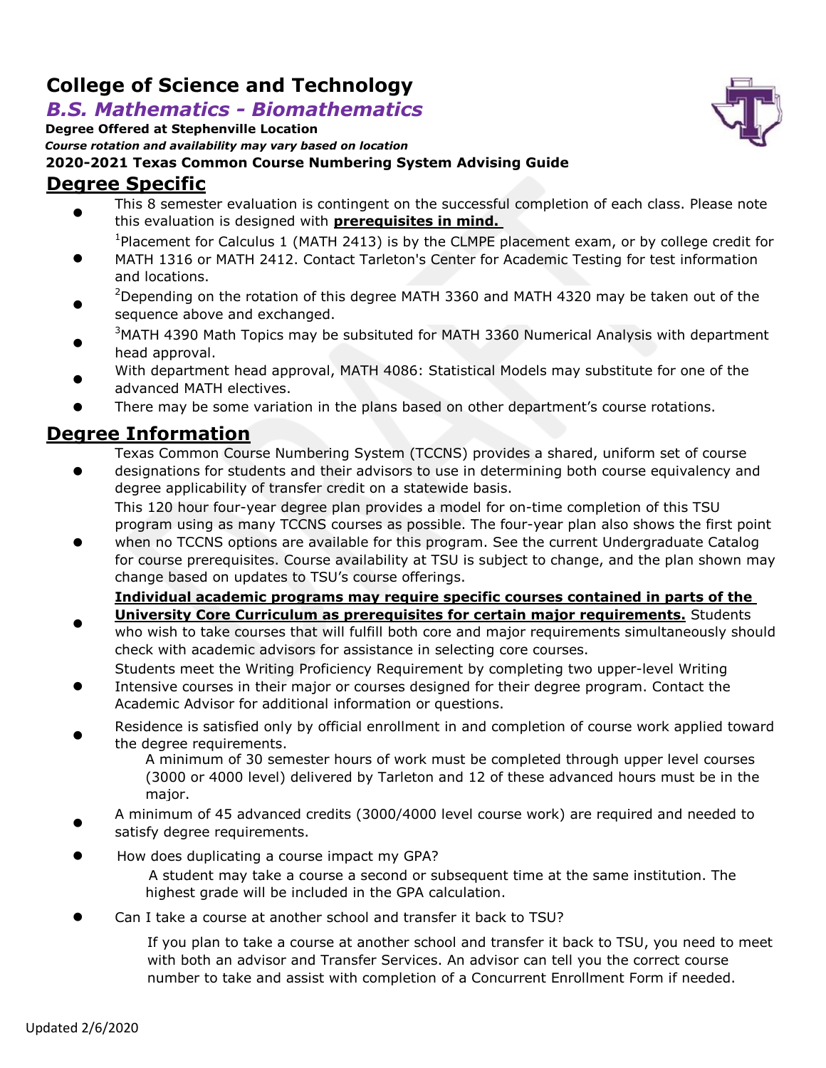# College of Science and Technology

## *B.S. Mathematics - Biomathematics*

**Degree Offered at Stephenville Location**

***Course rotation and availability may vary based on location***

**2020-2021 Texas Common Course Numbering System Advising Guide**

## Degree Specific

- This 8 semester evaluation is contingent on the successful completion of each class. Please note this evaluation is designed with **prerequisites in mind.**
- [1]Placement for Calculus 1 (MATH 2413) is by the CLMPE placement exam, or by college credit for MATH 1316 or MATH 2412. Contact Tarleton's Center for Academic Testing for test information and locations.
- [2]Depending on the rotation of this degree MATH 3360 and MATH 4320 may be taken out of the sequence above and exchanged.
- [3]MATH 4390 Math Topics may be subsituted for MATH 3360 Numerical Analysis with department head approval.
- With department head approval, MATH 4086: Statistical Models may substitute for one of the advanced MATH electives.
- There may be some variation in the plans based on other department's course rotations.

## Degree Information

- Texas Common Course Numbering System (TCCNS) provides a shared, uniform set of course designations for students and their advisors to use in determining both course equivalency and degree applicability of transfer credit on a statewide basis.
- This 120 hour four-year degree plan provides a model for on-time completion of this TSU program using as many TCCNS courses as possible. The four-year plan also shows the first point when no TCCNS options are available for this program. See the current Undergraduate Catalog for course prerequisites. Course availability at TSU is subject to change, and the plan shown may change based on updates to TSU's course offerings.
- **Individual academic programs may require specific courses contained in parts of the University Core Curriculum as prerequisites for certain major requirements.** Students who wish to take courses that will fulfill both core and major requirements simultaneously should check with academic advisors for assistance in selecting core courses.
- Students meet the Writing Proficiency Requirement by completing two upper-level Writing Intensive courses in their major or courses designed for their degree program. Contact the Academic Advisor for additional information or questions.
- Residence is satisfied only by official enrollment in and completion of course work applied toward the degree requirements.

  A minimum of 30 semester hours of work must be completed through upper level courses (3000 or 4000 level) delivered by Tarleton and 12 of these advanced hours must be in the major.
- A minimum of 45 advanced credits (3000/4000 level course work) are required and needed to satisfy degree requirements.
- How does duplicating a course impact my GPA?

  A student may take a course a second or subsequent time at the same institution. The highest grade will be included in the GPA calculation.
- Can I take a course at another school and transfer it back to TSU?

  If you plan to take a course at another school and transfer it back to TSU, you need to meet with both an advisor and Transfer Services. An advisor can tell you the correct course number to take and assist with completion of a Concurrent Enrollment Form if needed.

Updated 2/6/2020